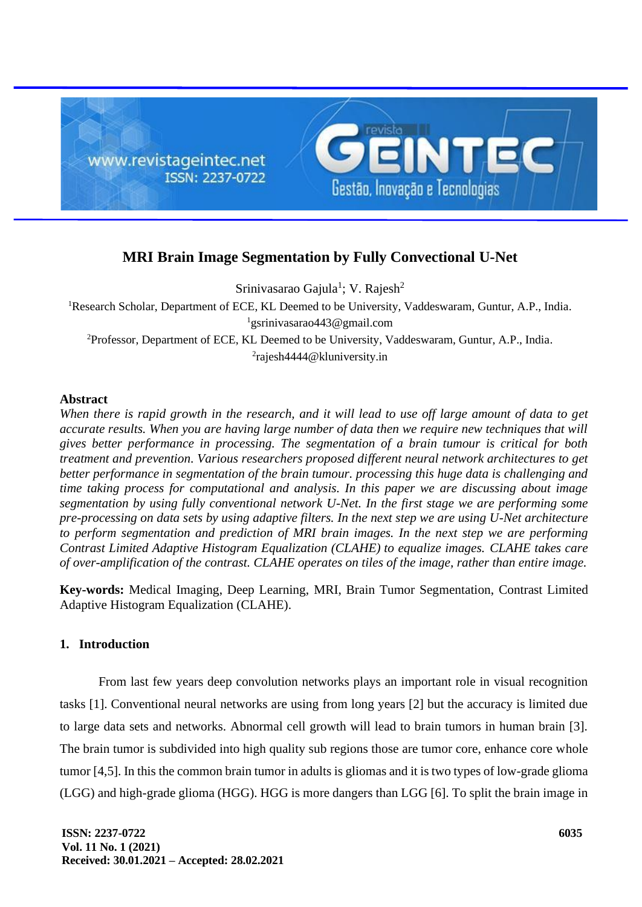# MRI Brain Image Segmentation by Fully Convectional U-Net

Srinivasarao Gajula[1]; V. Rajesh[2]

[1]Research Scholar, Department of ECE, KL Deemed to be University, Vaddeswaram, Guntur, A.P., India.
[1]gsrinivasarao443@gmail.com

[2]Professor, Department of ECE, KL Deemed to be University, Vaddeswaram, Guntur, A.P., India.
[2]rajesh4444@kluniversity.in

## Abstract

*When there is rapid growth in the research, and it will lead to use off large amount of data to get accurate results. When you are having large number of data then we require new techniques that will gives better performance in processing. The segmentation of a brain tumour is critical for both treatment and prevention. Various researchers proposed different neural network architectures to get better performance in segmentation of the brain tumour. processing this huge data is challenging and time taking process for computational and analysis. In this paper we are discussing about image segmentation by using fully conventional network U-Net. In the first stage we are performing some pre-processing on data sets by using adaptive filters. In the next step we are using U-Net architecture to perform segmentation and prediction of MRI brain images. In the next step we are performing Contrast Limited Adaptive Histogram Equalization (CLAHE) to equalize images. CLAHE takes care of over-amplification of the contrast. CLAHE operates on tiles of the image, rather than entire image.*

**Key-words:** Medical Imaging, Deep Learning, MRI, Brain Tumor Segmentation, Contrast Limited Adaptive Histogram Equalization (CLAHE).

## 1. Introduction

From last few years deep convolution networks plays an important role in visual recognition tasks [1]. Conventional neural networks are using from long years [2] but the accuracy is limited due to large data sets and networks. Abnormal cell growth will lead to brain tumors in human brain [3]. The brain tumor is subdivided into high quality sub regions those are tumor core, enhance core whole tumor [4,5]. In this the common brain tumor in adults is gliomas and it is two types of low-grade glioma (LGG) and high-grade glioma (HGG). HGG is more dangers than LGG [6]. To split the brain image in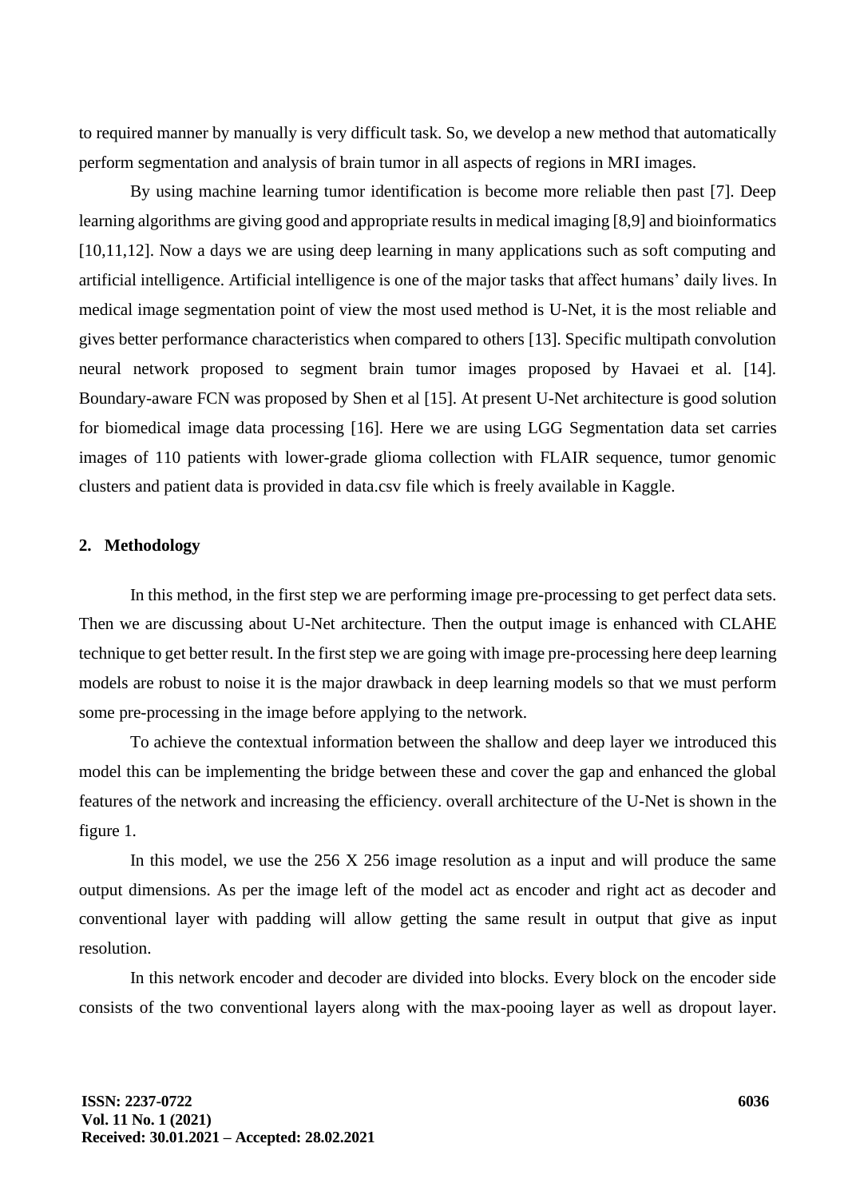to required manner by manually is very difficult task. So, we develop a new method that automatically perform segmentation and analysis of brain tumor in all aspects of regions in MRI images.

By using machine learning tumor identification is become more reliable then past [7]. Deep learning algorithms are giving good and appropriate results in medical imaging [8,9] and bioinformatics [10,11,12]. Now a days we are using deep learning in many applications such as soft computing and artificial intelligence. Artificial intelligence is one of the major tasks that affect humans' daily lives. In medical image segmentation point of view the most used method is U-Net, it is the most reliable and gives better performance characteristics when compared to others [13]. Specific multipath convolution neural network proposed to segment brain tumor images proposed by Havaei et al. [14]. Boundary-aware FCN was proposed by Shen et al [15]. At present U-Net architecture is good solution for biomedical image data processing [16]. Here we are using LGG Segmentation data set carries images of 110 patients with lower-grade glioma collection with FLAIR sequence, tumor genomic clusters and patient data is provided in data.csv file which is freely available in Kaggle.

## 2. Methodology

In this method, in the first step we are performing image pre-processing to get perfect data sets. Then we are discussing about U-Net architecture. Then the output image is enhanced with CLAHE technique to get better result. In the first step we are going with image pre-processing here deep learning models are robust to noise it is the major drawback in deep learning models so that we must perform some pre-processing in the image before applying to the network.

To achieve the contextual information between the shallow and deep layer we introduced this model this can be implementing the bridge between these and cover the gap and enhanced the global features of the network and increasing the efficiency. overall architecture of the U-Net is shown in the figure 1.

In this model, we use the 256 X 256 image resolution as a input and will produce the same output dimensions. As per the image left of the model act as encoder and right act as decoder and conventional layer with padding will allow getting the same result in output that give as input resolution.

In this network encoder and decoder are divided into blocks. Every block on the encoder side consists of the two conventional layers along with the max-pooing layer as well as dropout layer.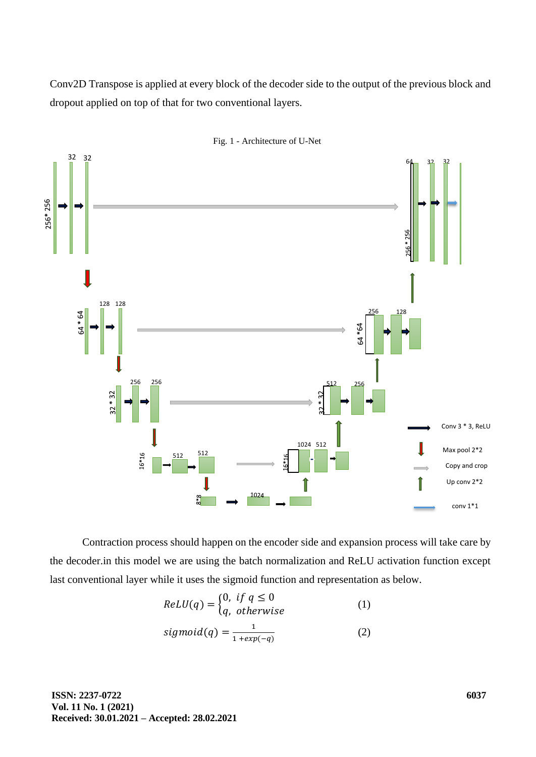Conv2D Transpose is applied at every block of the decoder side to the output of the previous block and dropout applied on top of that for two conventional layers.

Fig. 1 - Architecture of U-Net

Contraction process should happen on the encoder side and expansion process will take care by the decoder.in this model we are using the batch normalization and ReLU activation function except last conventional layer while it uses the sigmoid function and representation as below.

$$ReLU(q) = \begin{cases} 0, & if\ q \leq 0 \\ q, & otherwise \end{cases} \qquad (1)$$

$$sigmoid(q) = \frac{1}{1 + exp(-q)} \qquad (2)$$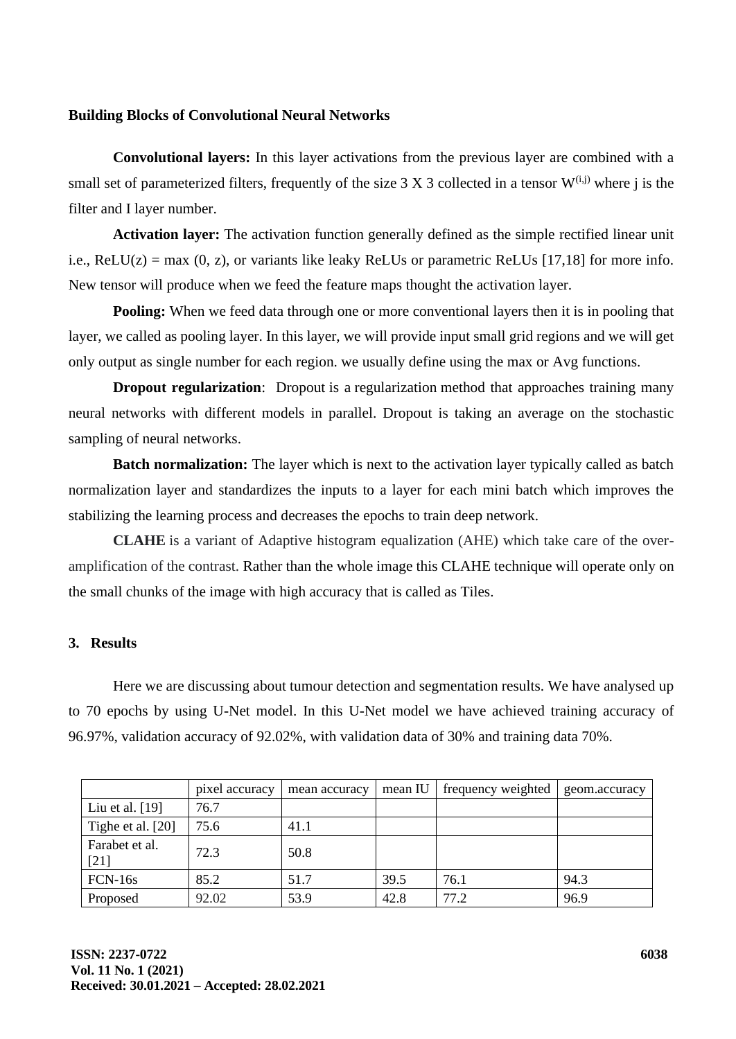**Building Blocks of Convolutional Neural Networks**

**Convolutional layers:** In this layer activations from the previous layer are combined with a small set of parameterized filters, frequently of the size 3 X 3 collected in a tensor $W^{(i,j)}$ where j is the filter and I layer number.

**Activation layer:** The activation function generally defined as the simple rectified linear unit i.e., ReLU(z) = max (0, z), or variants like leaky ReLUs or parametric ReLUs [17,18] for more info. New tensor will produce when we feed the feature maps thought the activation layer.

**Pooling:** When we feed data through one or more conventional layers then it is in pooling that layer, we called as pooling layer. In this layer, we will provide input small grid regions and we will get only output as single number for each region. we usually define using the max or Avg functions.

**Dropout regularization**: Dropout is a regularization method that approaches training many neural networks with different models in parallel. Dropout is taking an average on the stochastic sampling of neural networks.

**Batch normalization:** The layer which is next to the activation layer typically called as batch normalization layer and standardizes the inputs to a layer for each mini batch which improves the stabilizing the learning process and decreases the epochs to train deep network.

**CLAHE** is a variant of Adaptive histogram equalization (AHE) which take care of the over-amplification of the contrast. Rather than the whole image this CLAHE technique will operate only on the small chunks of the image with high accuracy that is called as Tiles.

## 3. Results

Here we are discussing about tumour detection and segmentation results. We have analysed up to 70 epochs by using U-Net model. In this U-Net model we have achieved training accuracy of 96.97%, validation accuracy of 92.02%, with validation data of 30% and training data 70%.

| | pixel accuracy | mean accuracy | mean IU | frequency weighted | geom.accuracy |
|---|---|---|---|---|---|
| Liu et al. [19] | 76.7 | | | | |
| Tighe et al. [20] | 75.6 | 41.1 | | | |
| Farabet et al. [21] | 72.3 | 50.8 | | | |
| FCN-16s | 85.2 | 51.7 | 39.5 | 76.1 | 94.3 |
| Proposed | 92.02 | 53.9 | 42.8 | 77.2 | 96.9 |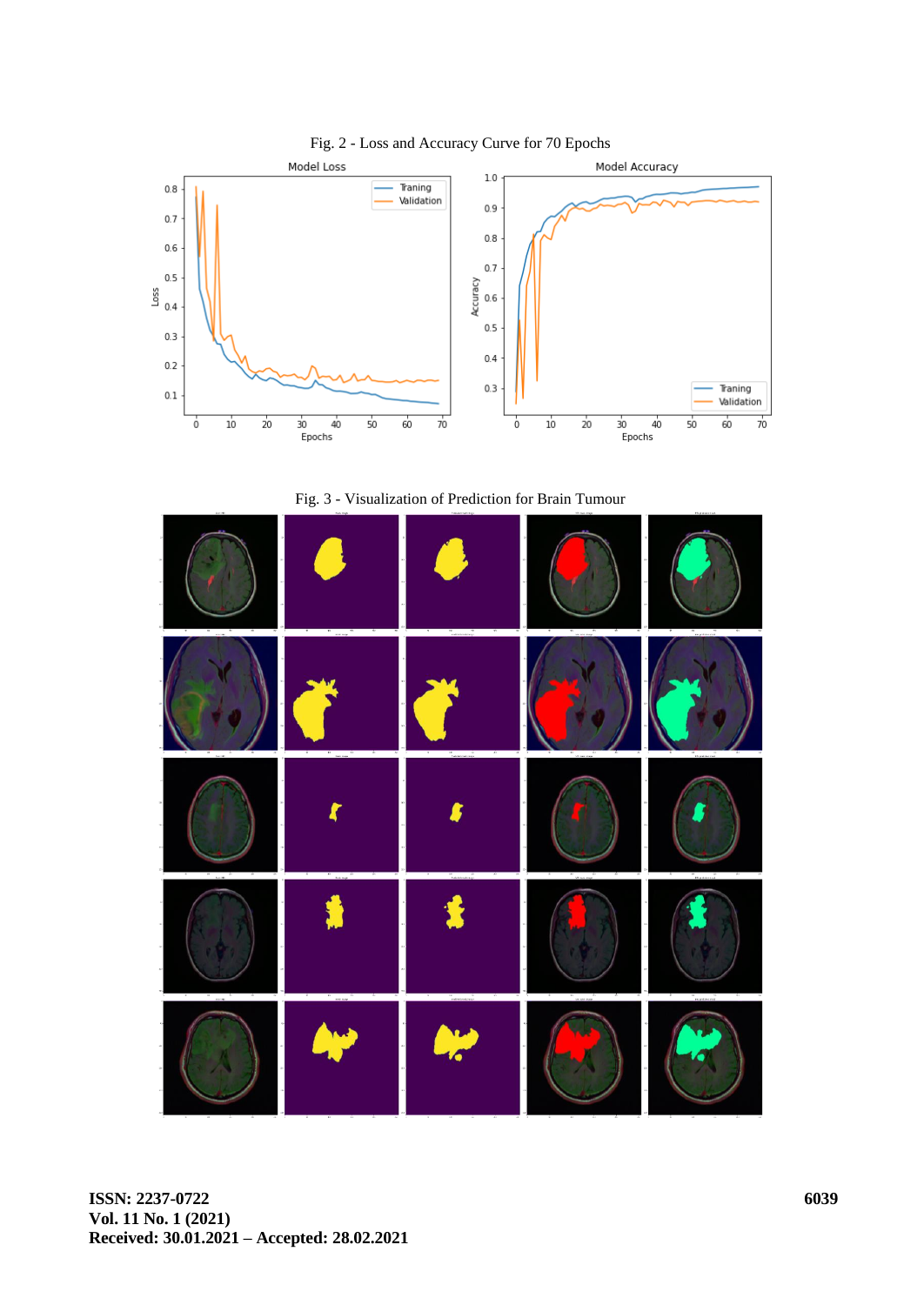Fig. 2 - Loss and Accuracy Curve for 70 Epochs

Fig. 3 - Visualization of Prediction for Brain Tumour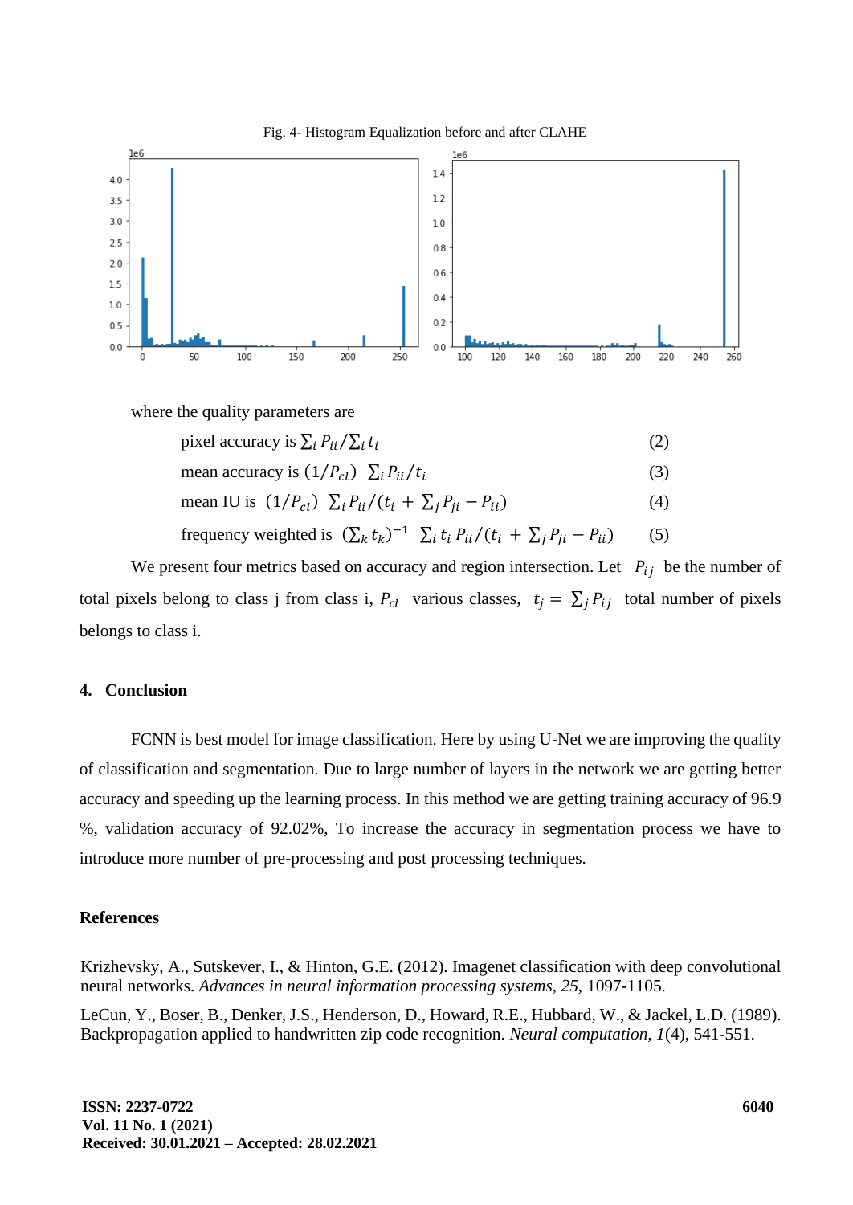Fig. 4- Histogram Equalization before and after CLAHE

where the quality parameters are

pixel accuracy is $\sum_i P_{ii}/\sum_i t_i$ (2)

mean accuracy is $(1/P_{cl})\ \sum_i P_{ii}/t_i$ (3)

mean IU is $(1/P_{cl})\ \sum_i P_{ii}/(t_i + \sum_j P_{ji} - P_{ii})$ (4)

frequency weighted is $(\sum_k t_k)^{-1}\ \sum_i t_i\, P_{ii}/(t_i + \sum_j P_{ji} - P_{ii})$ (5)

We present four metrics based on accuracy and region intersection. Let $P_{ij}$ be the number of total pixels belong to class j from class i, $P_{cl}$ various classes, $t_j = \sum_j P_{ij}$ total number of pixels belongs to class i.

## 4. Conclusion

FCNN is best model for image classification. Here by using U-Net we are improving the quality of classification and segmentation. Due to large number of layers in the network we are getting better accuracy and speeding up the learning process. In this method we are getting training accuracy of 96.9 %, validation accuracy of 92.02%, To increase the accuracy in segmentation process we have to introduce more number of pre-processing and post processing techniques.

## References

Krizhevsky, A., Sutskever, I., & Hinton, G.E. (2012). Imagenet classification with deep convolutional neural networks. *Advances in neural information processing systems, 25,* 1097-1105.

LeCun, Y., Boser, B., Denker, J.S., Henderson, D., Howard, R.E., Hubbard, W., & Jackel, L.D. (1989). Backpropagation applied to handwritten zip code recognition. *Neural computation, 1*(4), 541-551.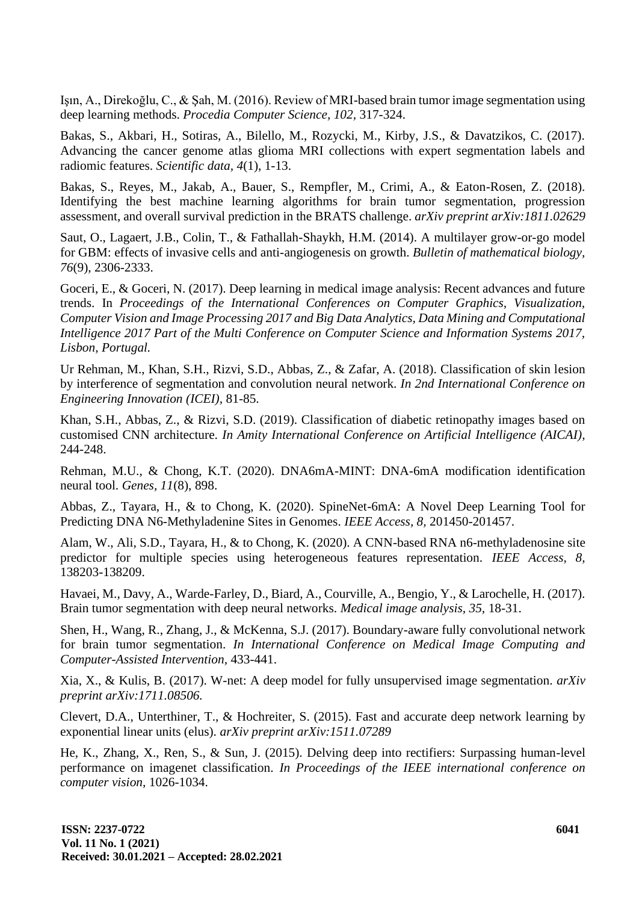Işın, A., Direkoğlu, C., & Şah, M. (2016). Review of MRI-based brain tumor image segmentation using deep learning methods. *Procedia Computer Science, 102,* 317-324.

Bakas, S., Akbari, H., Sotiras, A., Bilello, M., Rozycki, M., Kirby, J.S., & Davatzikos, C. (2017). Advancing the cancer genome atlas glioma MRI collections with expert segmentation labels and radiomic features. *Scientific data*, *4*(1), 1-13.

Bakas, S., Reyes, M., Jakab, A., Bauer, S., Rempfler, M., Crimi, A., & Eaton-Rosen, Z. (2018). Identifying the best machine learning algorithms for brain tumor segmentation, progression assessment, and overall survival prediction in the BRATS challenge. *arXiv preprint arXiv:1811.02629*

Saut, O., Lagaert, J.B., Colin, T., & Fathallah-Shaykh, H.M. (2014). A multilayer grow-or-go model for GBM: effects of invasive cells and anti-angiogenesis on growth. *Bulletin of mathematical biology*, *76*(9), 2306-2333.

Goceri, E., & Goceri, N. (2017). Deep learning in medical image analysis: Recent advances and future trends. In *Proceedings of the International Conferences on Computer Graphics, Visualization, Computer Vision and Image Processing 2017 and Big Data Analytics, Data Mining and Computational Intelligence 2017 Part of the Multi Conference on Computer Science and Information Systems 2017, Lisbon, Portugal.*

Ur Rehman, M., Khan, S.H., Rizvi, S.D., Abbas, Z., & Zafar, A. (2018). Classification of skin lesion by interference of segmentation and convolution neural network. *In 2nd International Conference on Engineering Innovation (ICEI),* 81-85.

Khan, S.H., Abbas, Z., & Rizvi, S.D. (2019). Classification of diabetic retinopathy images based on customised CNN architecture. *In Amity International Conference on Artificial Intelligence (AICAI),* 244-248.

Rehman, M.U., & Chong, K.T. (2020). DNA6mA-MINT: DNA-6mA modification identification neural tool. *Genes, 11*(8), 898.

Abbas, Z., Tayara, H., & to Chong, K. (2020). SpineNet-6mA: A Novel Deep Learning Tool for Predicting DNA N6-Methyladenine Sites in Genomes. *IEEE Access, 8,* 201450-201457.

Alam, W., Ali, S.D., Tayara, H., & to Chong, K. (2020). A CNN-based RNA n6-methyladenosine site predictor for multiple species using heterogeneous features representation. *IEEE Access*, *8,* 138203-138209.

Havaei, M., Davy, A., Warde-Farley, D., Biard, A., Courville, A., Bengio, Y., & Larochelle, H. (2017). Brain tumor segmentation with deep neural networks. *Medical image analysis, 35,* 18-31.

Shen, H., Wang, R., Zhang, J., & McKenna, S.J. (2017). Boundary-aware fully convolutional network for brain tumor segmentation. *In International Conference on Medical Image Computing and Computer-Assisted Intervention*, 433-441.

Xia, X., & Kulis, B. (2017). W-net: A deep model for fully unsupervised image segmentation. *arXiv preprint arXiv:1711.08506.*

Clevert, D.A., Unterthiner, T., & Hochreiter, S. (2015). Fast and accurate deep network learning by exponential linear units (elus). *arXiv preprint arXiv:1511.07289*

He, K., Zhang, X., Ren, S., & Sun, J. (2015). Delving deep into rectifiers: Surpassing human-level performance on imagenet classification. *In Proceedings of the IEEE international conference on computer vision,* 1026-1034.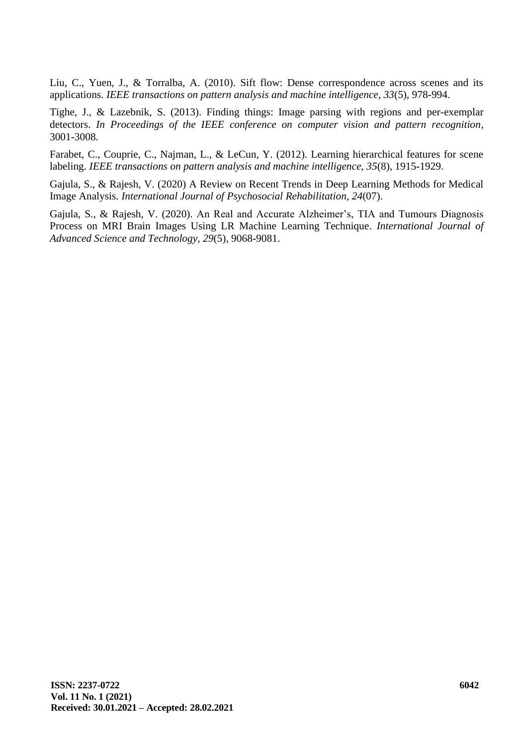Liu, C., Yuen, J., & Torralba, A. (2010). Sift flow: Dense correspondence across scenes and its applications. *IEEE transactions on pattern analysis and machine intelligence*, *33*(5), 978-994.

Tighe, J., & Lazebnik, S. (2013). Finding things: Image parsing with regions and per-exemplar detectors. *In Proceedings of the IEEE conference on computer vision and pattern recognition*, 3001-3008.

Farabet, C., Couprie, C., Najman, L., & LeCun, Y. (2012). Learning hierarchical features for scene labeling. *IEEE transactions on pattern analysis and machine intelligence*, *35*(8), 1915-1929.

Gajula, S., & Rajesh, V. (2020) A Review on Recent Trends in Deep Learning Methods for Medical Image Analysis. *International Journal of Psychosocial Rehabilitation*, *24*(07).

Gajula, S., & Rajesh, V. (2020). An Real and Accurate Alzheimer's, TIA and Tumours Diagnosis Process on MRI Brain Images Using LR Machine Learning Technique. *International Journal of Advanced Science and Technology, 29*(5), 9068-9081.